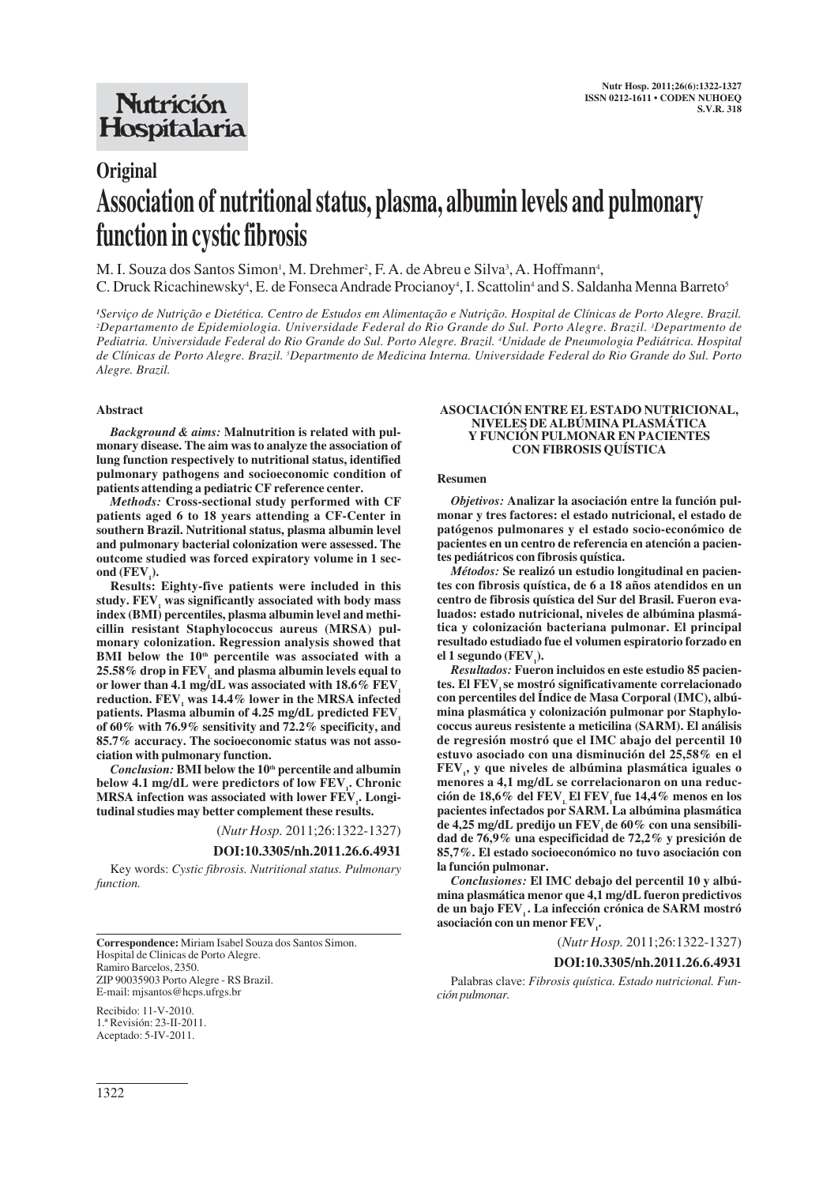# Original

# Association of nutritional status, plasma, albumin levels and pulmonary function in cystic fibrosis

M. I. Souza dos Santos Simon[1], M. Drehmer[2], F. A. de Abreu e Silva[3], A. Hoffmann[4], C. Druck Ricachinewsky[4], E. de Fonseca Andrade Procianoy[4], I. Scattolin[4] and S. Saldanha Menna Barreto[5]

[1]*Serviço de Nutrição e Dietética. Centro de Estudos em Alimentação e Nutrição. Hospital de Clínicas de Porto Alegre. Brazil.* [2]*Departamento de Epidemiologia. Universidade Federal do Rio Grande do Sul. Porto Alegre. Brazil.* [3]*Departmento de Pediatria. Universidade Federal do Rio Grande do Sul. Porto Alegre. Brazil.* [4]*Unidade de Pneumologia Pediátrica. Hospital de Clínicas de Porto Alegre. Brazil.* [5]*Departmento de Medicina Interna. Universidade Federal do Rio Grande do Sul. Porto Alegre. Brazil.*

## Abstract

*Background & aims:* **Malnutrition is related with pulmonary disease. The aim was to analyze the association of lung function respectively to nutritional status, identified pulmonary pathogens and socioeconomic condition of patients attending a pediatric CF reference center.**

*Methods:* **Cross-sectional study performed with CF patients aged 6 to 18 years attending a CF-Center in southern Brazil. Nutritional status, plasma albumin level and pulmonary bacterial colonization were assessed. The outcome studied was forced expiratory volume in 1 second ($FEV_1$).**

**Results: Eighty-five patients were included in this study. $FEV_1$ was significantly associated with body mass index (BMI) percentiles, plasma albumin level and methicillin resistant Staphylococcus aureus (MRSA) pulmonary colonization. Regression analysis showed that BMI below the $10^{th}$ percentile was associated with a 25.58% drop in $FEV_1$, and plasma albumin levels equal to or lower than 4.1 mg/dL was associated with 18.6% $FEV_1$ reduction. $FEV_1$ was 14.4% lower in the MRSA infected patients. Plasma albumin of 4.25 mg/dL predicted $FEV_1$ of 60% with 76.9% sensitivity and 72.2% specificity, and 85.7% accuracy. The socioeconomic status was not association with pulmonary function.**

*Conclusion:* **BMI below the $10^{th}$ percentile and albumin below 4.1 mg/dL were predictors of low $FEV_1$. Chronic MRSA infection was associated with lower $FEV_1$. Longitudinal studies may better complement these results.**

(*Nutr Hosp.* 2011;26:1322-1327)

**DOI:10.3305/nh.2011.26.6.4931**

Key words: *Cystic fibrosis. Nutritional status. Pulmonary function.*

## ASOCIACIÓN ENTRE EL ESTADO NUTRICIONAL, NIVELES DE ALBÚMINA PLASMÁTICA Y FUNCIÓN PULMONAR EN PACIENTES CON FIBROSIS QUÍSTICA

### Resumen

*Objetivos:* **Analizar la asociación entre la función pulmonar y tres factores: el estado nutricional, el estado de patógenos pulmonares y el estado socio-económico de pacientes en un centro de referencia en atención a pacientes pediátricos con fibrosis quística.**

*Métodos:* **Se realizó un estudio longitudinal en pacientes con fibrosis quística, de 6 a 18 años atendidos en un centro de fibrosis quística del Sur del Brasil. Fueron evaluados: estado nutricional, niveles de albúmina plasmática y colonización bacteriana pulmonar. El principal resultado estudiado fue el volumen espiratorio forzado en el 1 segundo ($FEV_1$).**

*Resultados:* **Fueron incluidos en este estudio 85 pacientes. El $FEV_1$ se mostró significativamente correlacionado con percentiles del Índice de Masa Corporal (IMC), albúmina plasmática y colonización pulmonar por Staphylococcus aureus resistente a meticilina (SARM). El análisis de regresión mostró que el IMC abajo del percentil 10 estuvo asociado con una disminución del 25,58% en el $FEV_1$, y que niveles de albúmina plasmática iguales o menores a 4,1 mg/dL se correlacionaron on una reducción de 18,6% del $FEV_1$. El $FEV_1$ fue 14,4% menos en los pacientes infectados por SARM. La albúmina plasmática de 4,25 mg/dL predijo un $FEV_1$ de 60% con una sensibilidad de 76,9% una especificidad de 72,2% y presición de 85,7%. El estado socioeconómico no tuvo asociación con la función pulmonar.**

*Conclusiones:* **El IMC debajo del percentil 10 y albúmina plasmática menor que 4,1 mg/dL fueron predictivos de un bajo $FEV_1$. La infección crónica de SARM mostró asociación con un menor $FEV_1$.**

(*Nutr Hosp.* 2011;26:1322-1327)

**DOI:10.3305/nh.2011.26.6.4931**

Palabras clave: *Fibrosis quística. Estado nutricional. Función pulmonar.*

**Correspondence:** Miriam Isabel Souza dos Santos Simon.
Hospital de Clinicas de Porto Alegre.
Ramiro Barcelos, 2350.
ZIP 90035903 Porto Alegre - RS Brazil.
E-mail: mjsantos@hcps.ufrgs.br

Recibido: 11-V-2010.
1.ª Revisión: 23-II-2011.
Aceptado: 5-IV-2011.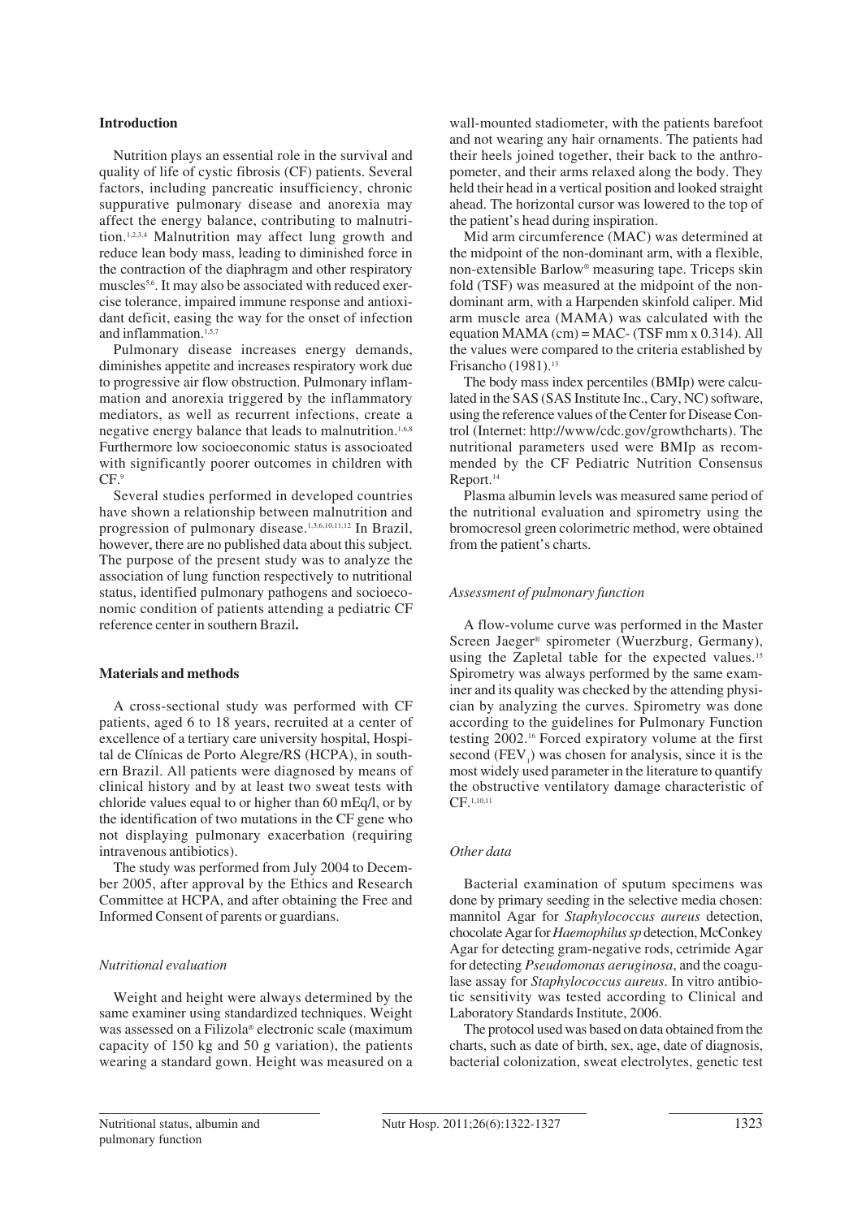## Introduction

Nutrition plays an essential role in the survival and quality of life of cystic fibrosis (CF) patients. Several factors, including pancreatic insufficiency, chronic suppurative pulmonary disease and anorexia may affect the energy balance, contributing to malnutrition.[1,2,3,4] Malnutrition may affect lung growth and reduce lean body mass, leading to diminished force in the contraction of the diaphragm and other respiratory muscles[5,6]. It may also be associated with reduced exercise tolerance, impaired immune response and antioxidant deficit, easing the way for the onset of infection and inflammation.[1,5,7]

Pulmonary disease increases energy demands, diminishes appetite and increases respiratory work due to progressive air flow obstruction. Pulmonary inflammation and anorexia triggered by the inflammatory mediators, as well as recurrent infections, create a negative energy balance that leads to malnutrition.[1,6,8] Furthermore low socioeconomic status is associoated with significantly poorer outcomes in children with CF.[9]

Several studies performed in developed countries have shown a relationship between malnutrition and progression of pulmonary disease.[1,3,6,10,11,12] In Brazil, however, there are no published data about this subject. The purpose of the present study was to analyze the association of lung function respectively to nutritional status, identified pulmonary pathogens and socioeconomic condition of patients attending a pediatric CF reference center in southern Brazil**.**

## Materials and methods

A cross-sectional study was performed with CF patients, aged 6 to 18 years, recruited at a center of excellence of a tertiary care university hospital, Hospital de Clínicas de Porto Alegre/RS (HCPA), in southern Brazil. All patients were diagnosed by means of clinical history and by at least two sweat tests with chloride values equal to or higher than 60 mEq/l, or by the identification of two mutations in the CF gene who not displaying pulmonary exacerbation (requiring intravenous antibiotics).

The study was performed from July 2004 to December 2005, after approval by the Ethics and Research Committee at HCPA, and after obtaining the Free and Informed Consent of parents or guardians.

### *Nutritional evaluation*

Weight and height were always determined by the same examiner using standardized techniques. Weight was assessed on a Filizola® electronic scale (maximum capacity of 150 kg and 50 g variation), the patients wearing a standard gown. Height was measured on a wall-mounted stadiometer, with the patients barefoot and not wearing any hair ornaments. The patients had their heels joined together, their back to the anthropometer, and their arms relaxed along the body. They held their head in a vertical position and looked straight ahead. The horizontal cursor was lowered to the top of the patient's head during inspiration.

Mid arm circumference (MAC) was determined at the midpoint of the non-dominant arm, with a flexible, non-extensible Barlow® measuring tape. Triceps skin fold (TSF) was measured at the midpoint of the non-dominant arm, with a Harpenden skinfold caliper. Mid arm muscle area (MAMA) was calculated with the equation MAMA (cm) = MAC- (TSF mm x 0.314). All the values were compared to the criteria established by Frisancho (1981).[13]

The body mass index percentiles (BMIp) were calculated in the SAS (SAS Institute Inc., Cary, NC) software, using the reference values of the Center for Disease Control (Internet: http://www/cdc.gov/growthcharts). The nutritional parameters used were BMIp as recommended by the CF Pediatric Nutrition Consensus Report.[14]

Plasma albumin levels was measured same period of the nutritional evaluation and spirometry using the bromocresol green colorimetric method, were obtained from the patient's charts.

### *Assessment of pulmonary function*

A flow-volume curve was performed in the Master Screen Jaeger® spirometer (Wuerzburg, Germany), using the Zapletal table for the expected values.[15] Spirometry was always performed by the same examiner and its quality was checked by the attending physician by analyzing the curves. Spirometry was done according to the guidelines for Pulmonary Function testing 2002.[16] Forced expiratory volume at the first second ($FEV_1$) was chosen for analysis, since it is the most widely used parameter in the literature to quantify the obstructive ventilatory damage characteristic of CF.[1,10,11]

### *Other data*

Bacterial examination of sputum specimens was done by primary seeding in the selective media chosen: mannitol Agar for *Staphylococcus aureus* detection, chocolate Agar for *Haemophilus sp* detection, McConkey Agar for detecting gram-negative rods, cetrimide Agar for detecting *Pseudomonas aeruginosa*, and the coagulase assay for *Staphylococcus aureus*. In vitro antibiotic sensitivity was tested according to Clinical and Laboratory Standards Institute, 2006.

The protocol used was based on data obtained from the charts, such as date of birth, sex, age, date of diagnosis, bacterial colonization, sweat electrolytes, genetic test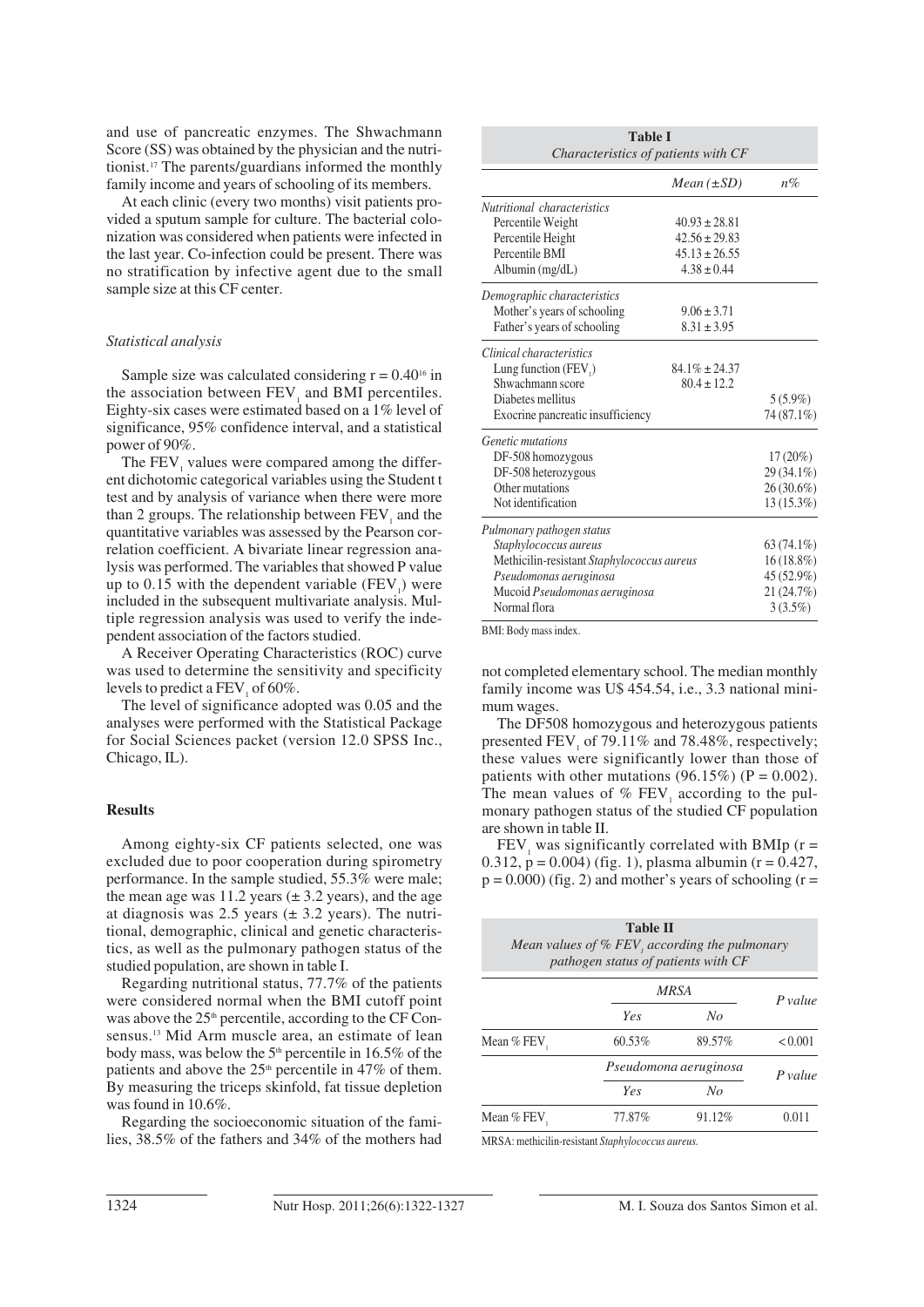and use of pancreatic enzymes. The Shwachmann Score (SS) was obtained by the physician and the nutritionist.[17] The parents/guardians informed the monthly family income and years of schooling of its members.

At each clinic (every two months) visit patients provided a sputum sample for culture. The bacterial colonization was considered when patients were infected in the last year. Co-infection could be present. There was no stratification by infective agent due to the small sample size at this CF center.

### *Statistical analysis*

Sample size was calculated considering r = 0.40[16] in the association between $FEV_1$ and BMI percentiles. Eighty-six cases were estimated based on a 1% level of significance, 95% confidence interval, and a statistical power of 90%.

The $FEV_1$ values were compared among the different dichotomic categorical variables using the Student t test and by analysis of variance when there were more than 2 groups. The relationship between $FEV_1$ and the quantitative variables was assessed by the Pearson correlation coefficient. A bivariate linear regression analysis was performed. The variables that showed P value up to 0.15 with the dependent variable ($FEV_1$) were included in the subsequent multivariate analysis. Multiple regression analysis was used to verify the independent association of the factors studied.

A Receiver Operating Characteristics (ROC) curve was used to determine the sensitivity and specificity levels to predict a $FEV_1$ of 60%.

The level of significance adopted was 0.05 and the analyses were performed with the Statistical Package for Social Sciences packet (version 12.0 SPSS Inc., Chicago, IL).

## Results

Among eighty-six CF patients selected, one was excluded due to poor cooperation during spirometry performance. In the sample studied, 55.3% were male; the mean age was 11.2 years (± 3.2 years), and the age at diagnosis was 2.5 years (± 3.2 years). The nutritional, demographic, clinical and genetic characteristics, as well as the pulmonary pathogen status of the studied population, are shown in table I.

Regarding nutritional status, 77.7% of the patients were considered normal when the BMI cutoff point was above the 25th percentile, according to the CF Consensus.[13] Mid Arm muscle area, an estimate of lean body mass, was below the 5th percentile in 16.5% of the patients and above the 25th percentile in 47% of them. By measuring the triceps skinfold, fat tissue depletion was found in 10.6%.

Regarding the socioeconomic situation of the families, 38.5% of the fathers and 34% of the mothers had not completed elementary school. The median monthly family income was U$ 454.54, i.e., 3.3 national minimum wages.

**Table I**
*Characteristics of patients with CF*

| | *Mean (±SD)* | *n%* |
|---|---|---|
| *Nutritional characteristics* | | |
| Percentile Weight | 40.93 ± 28.81 | |
| Percentile Height | 42.56 ± 29.83 | |
| Percentile BMI | 45.13 ± 26.55 | |
| Albumin (mg/dL) | 4.38 ± 0.44 | |
| *Demographic characteristics* | | |
| Mother's years of schooling | 9.06 ± 3.71 | |
| Father's years of schooling | 8.31 ± 3.95 | |
| *Clinical characteristics* | | |
| Lung function ($FEV_1$) | 84.1% ± 24.37 | |
| Shwachmann score | 80.4 ± 12.2 | |
| Diabetes mellitus | | 5 (5.9%) |
| Exocrine pancreatic insufficiency | | 74 (87.1%) |
| *Genetic mutations* | | |
| DF-508 homozygous | | 17 (20%) |
| DF-508 heterozygous | | 29 (34.1%) |
| Other mutations | | 26 (30.6%) |
| Not identification | | 13 (15.3%) |
| *Pulmonary pathogen status* | | |
| *Staphylococcus aureus* | | 63 (74.1%) |
| Methicilin-resistant *Staphylococcus aureus* | | 16 (18.8%) |
| *Pseudomonas aeruginosa* | | 45 (52.9%) |
| Mucoid *Pseudomonas aeruginosa* | | 21 (24.7%) |
| Normal flora | | 3 (3.5%) |

BMI: Body mass index.

The DF508 homozygous and heterozygous patients presented $FEV_1$ of 79.11% and 78.48%, respectively; these values were significantly lower than those of patients with other mutations (96.15%) (P = 0.002). The mean values of % $FEV_1$ according to the pulmonary pathogen status of the studied CF population are shown in table II.

$FEV_1$ was significantly correlated with BMIp (r = 0.312, p = 0.004) (fig. 1), plasma albumin (r = 0.427, p = 0.000) (fig. 2) and mother's years of schooling (r =

**Table II**
*Mean values of % $FEV_1$ according the pulmonary pathogen status of patients with CF*

| | *MRSA* | | *P value* |
|---|---|---|---|
| | *Yes* | *No* | |
| Mean % $FEV_1$ | 60.53% | 89.57% | < 0.001 |
| | *Pseudomonas aeruginosa* | | *P value* |
| | *Yes* | *No* | |
| Mean % $FEV_1$ | 77.87% | 91.12% | 0.011 |

MRSA: methicilin-resistant *Staphylococcus aureus*.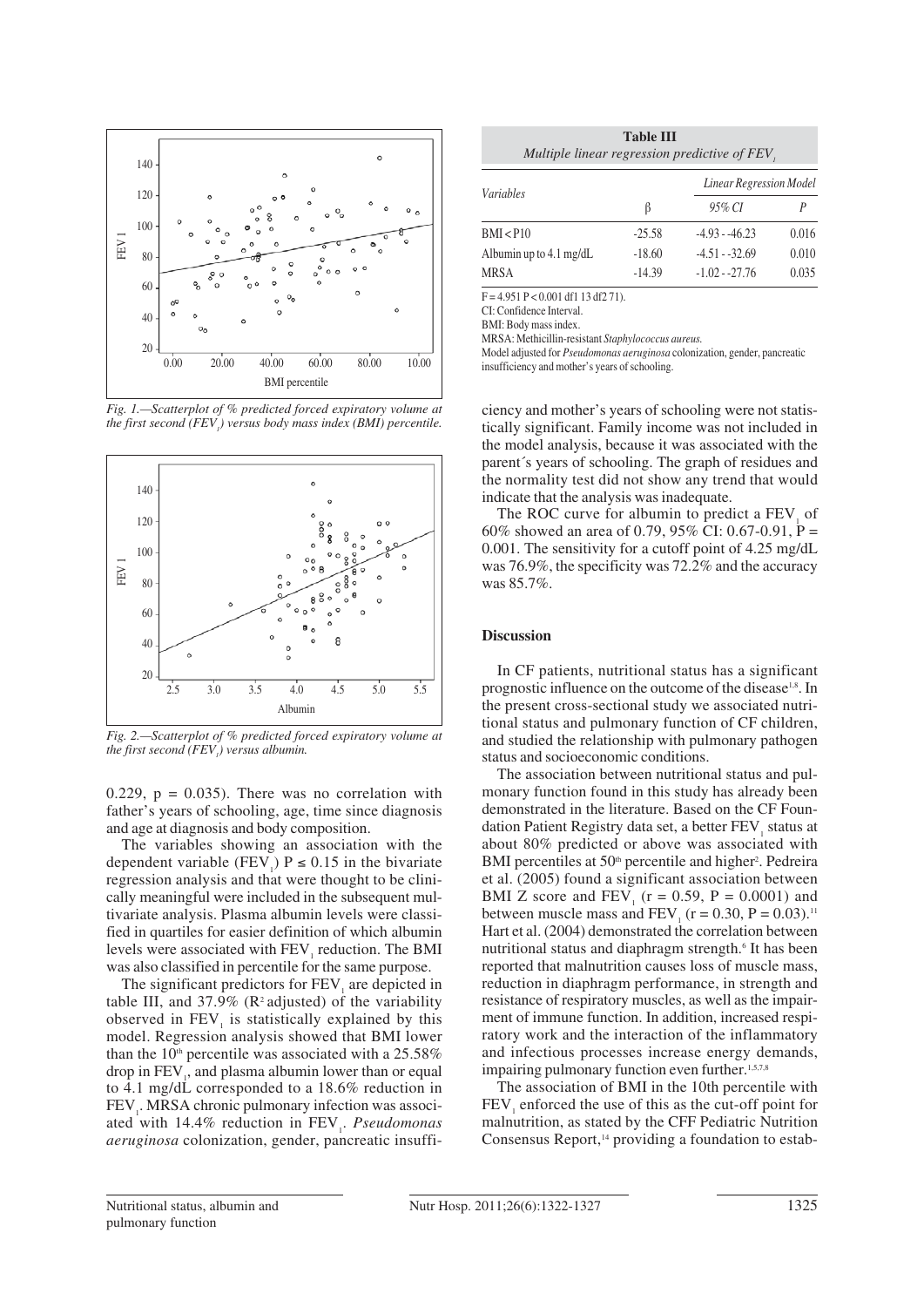Fig. 1.—Scatterplot of % predicted forced expiratory volume at the first second ($FEV_1$) versus body mass index (BMI) percentile.

Fig. 2.—Scatterplot of % predicted forced expiratory volume at the first second ($FEV_1$) versus albumin.

0.229, p = 0.035). There was no correlation with father's years of schooling, age, time since diagnosis and age at diagnosis and body composition.

The variables showing an association with the dependent variable ($FEV_1$) $P \leq 0.15$ in the bivariate regression analysis and that were thought to be clinically meaningful were included in the subsequent multivariate analysis. Plasma albumin levels were classified in quartiles for easier definition of which albumin levels were associated with $FEV_1$ reduction. The BMI was also classified in percentile for the same purpose.

The significant predictors for $FEV_1$ are depicted in table III, and 37.9% ($R^2$ adjusted) of the variability observed in $FEV_1$ is statistically explained by this model. Regression analysis showed that BMI lower than the 10th percentile was associated with a 25.58% drop in $FEV_1$, and plasma albumin lower than or equal to 4.1 mg/dL corresponded to a 18.6% reduction in $FEV_1$. MRSA chronic pulmonary infection was associated with 14.4% reduction in $FEV_1$. *Pseudomonas aeruginosa* colonization, gender, pancreatic insufficiency and mother's years of schooling were not statistically significant. Family income was not included in the model analysis, because it was associated with the parent´s years of schooling. The graph of residues and the normality test did not show any trend that would indicate that the analysis was inadequate.

**Table III**
*Multiple linear regression predictive of $FEV_1$*

| Variables | Linear Regression Model | | |
|---|---|---|---|
| | β | 95% CI | P |
| BMI < P10 | -25.58 | -4.93 - -46.23 | 0.016 |
| Albumin up to 4.1 mg/dL | -18.60 | -4.51 - -32.69 | 0.010 |
| MRSA | -14.39 | -1.02 - -27.76 | 0.035 |

F = 4.951 P < 0.001 df1 13 df2 71).
CI: Confidence Interval.
BMI: Body mass index.
MRSA: Methicillin-resistant *Staphylococcus aureus*.
Model adjusted for *Pseudomonas aeruginosa* colonization, gender, pancreatic insufficiency and mother's years of schooling.

The ROC curve for albumin to predict a $FEV_1$ of 60% showed an area of 0.79, 95% CI: 0.67-0.91, P = 0.001. The sensitivity for a cutoff point of 4.25 mg/dL was 76.9%, the specificity was 72.2% and the accuracy was 85.7%.

## Discussion

In CF patients, nutritional status has a significant prognostic influence on the outcome of the disease[1,8]. In the present cross-sectional study we associated nutritional status and pulmonary function of CF children, and studied the relationship with pulmonary pathogen status and socioeconomic conditions.

The association between nutritional status and pulmonary function found in this study has already been demonstrated in the literature. Based on the CF Foundation Patient Registry data set, a better $FEV_1$ status at about 80% predicted or above was associated with BMI percentiles at 50th percentile and higher[2]. Pedreira et al. (2005) found a significant association between BMI Z score and $FEV_1$ (r = 0.59, P = 0.0001) and between muscle mass and $FEV_1$ (r = 0.30, P = 0.03).[11] Hart et al. (2004) demonstrated the correlation between nutritional status and diaphragm strength.[6] It has been reported that malnutrition causes loss of muscle mass, reduction in diaphragm performance, in strength and resistance of respiratory muscles, as well as the impairment of immune function. In addition, increased respiratory work and the interaction of the inflammatory and infectious processes increase energy demands, impairing pulmonary function even further.[1,5,7,8]

The association of BMI in the 10th percentile with $FEV_1$ enforced the use of this as the cut-off point for malnutrition, as stated by the CFF Pediatric Nutrition Consensus Report,[14] providing a foundation to estab-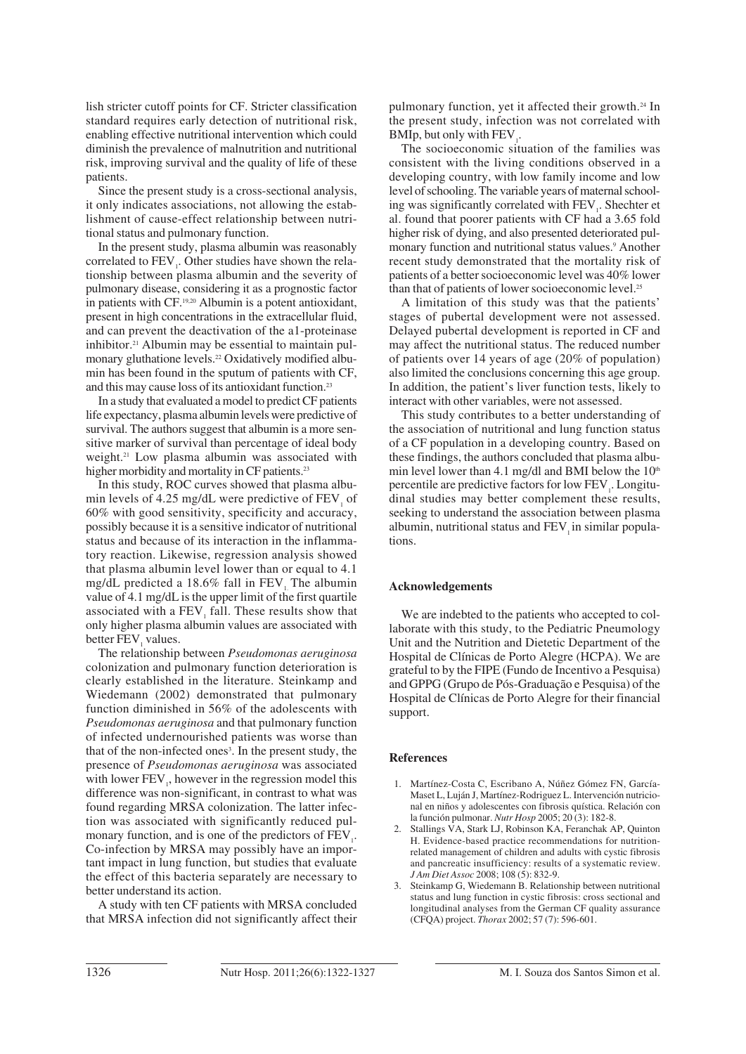lish stricter cutoff points for CF. Stricter classification standard requires early detection of nutritional risk, enabling effective nutritional intervention which could diminish the prevalence of malnutrition and nutritional risk, improving survival and the quality of life of these patients.

Since the present study is a cross-sectional analysis, it only indicates associations, not allowing the establishment of cause-effect relationship between nutritional status and pulmonary function.

In the present study, plasma albumin was reasonably correlated to $FEV_1$. Other studies have shown the relationship between plasma albumin and the severity of pulmonary disease, considering it as a prognostic factor in patients with CF.[19,20] Albumin is a potent antioxidant, present in high concentrations in the extracellular fluid, and can prevent the deactivation of the a1-proteinase inhibitor.[21] Albumin may be essential to maintain pulmonary gluthatione levels.[22] Oxidatively modified albumin has been found in the sputum of patients with CF, and this may cause loss of its antioxidant function.[23]

In a study that evaluated a model to predict CF patients life expectancy, plasma albumin levels were predictive of survival. The authors suggest that albumin is a more sensitive marker of survival than percentage of ideal body weight.[21] Low plasma albumin was associated with higher morbidity and mortality in CF patients.[23]

In this study, ROC curves showed that plasma albumin levels of 4.25 mg/dL were predictive of $FEV_1$ of 60% with good sensitivity, specificity and accuracy, possibly because it is a sensitive indicator of nutritional status and because of its interaction in the inflammatory reaction. Likewise, regression analysis showed that plasma albumin level lower than or equal to 4.1 mg/dL predicted a 18.6% fall in $FEV_1$. The albumin value of 4.1 mg/dL is the upper limit of the first quartile associated with a $FEV_1$ fall. These results show that only higher plasma albumin values are associated with better $FEV_1$ values.

The relationship between *Pseudomonas aeruginosa* colonization and pulmonary function deterioration is clearly established in the literature. Steinkamp and Wiedemann (2002) demonstrated that pulmonary function diminished in 56% of the adolescents with *Pseudomonas aeruginosa* and that pulmonary function of infected undernourished patients was worse than that of the non-infected ones[3]. In the present study, the presence of *Pseudomonas aeruginosa* was associated with lower $FEV_1$, however in the regression model this difference was non-significant, in contrast to what was found regarding MRSA colonization. The latter infection was associated with significantly reduced pulmonary function, and is one of the predictors of $FEV_1$. Co-infection by MRSA may possibly have an important impact in lung function, but studies that evaluate the effect of this bacteria separately are necessary to better understand its action.

A study with ten CF patients with MRSA concluded that MRSA infection did not significantly affect their pulmonary function, yet it affected their growth.[24] In the present study, infection was not correlated with BMIp, but only with $FEV_1$.

The socioeconomic situation of the families was consistent with the living conditions observed in a developing country, with low family income and low level of schooling. The variable years of maternal schooling was significantly correlated with $FEV_1$. Shechter et al. found that poorer patients with CF had a 3.65 fold higher risk of dying, and also presented deteriorated pulmonary function and nutritional status values.[9] Another recent study demonstrated that the mortality risk of patients of a better socioeconomic level was 40% lower than that of patients of lower socioeconomic level.[25]

A limitation of this study was that the patients' stages of pubertal development were not assessed. Delayed pubertal development is reported in CF and may affect the nutritional status. The reduced number of patients over 14 years of age (20% of population) also limited the conclusions concerning this age group. In addition, the patient's liver function tests, likely to interact with other variables, were not assessed.

This study contributes to a better understanding of the association of nutritional and lung function status of a CF population in a developing country. Based on these findings, the authors concluded that plasma albumin level lower than 4.1 mg/dl and BMI below the $10^{th}$ percentile are predictive factors for low $FEV_1$. Longitudinal studies may better complement these results, seeking to understand the association between plasma albumin, nutritional status and $FEV_1$ in similar populations.

## Acknowledgements

We are indebted to the patients who accepted to collaborate with this study, to the Pediatric Pneumology Unit and the Nutrition and Dietetic Department of the Hospital de Clínicas de Porto Alegre (HCPA). We are grateful to by the FIPE (Fundo de Incentivo a Pesquisa) and GPPG (Grupo de Pós-Graduação e Pesquisa) of the Hospital de Clínicas de Porto Alegre for their financial support.

## References

1. Martínez-Costa C, Escribano A, Núñez Gómez FN, García-Maset L, Luján J, Martínez-Rodriguez L. Intervención nutricional en niños y adolescentes con fibrosis quística. Relación con la función pulmonar. *Nutr Hosp* 2005; 20 (3): 182-8.
2. Stallings VA, Stark LJ, Robinson KA, Feranchak AP, Quinton H. Evidence-based practice recommendations for nutrition-related management of children and adults with cystic fibrosis and pancreatic insufficiency: results of a systematic review. *J Am Diet Assoc* 2008; 108 (5): 832-9.
3. Steinkamp G, Wiedemann B. Relationship between nutritional status and lung function in cystic fibrosis: cross sectional and longitudinal analyses from the German CF quality assurance (CFQA) project. *Thorax* 2002; 57 (7): 596-601.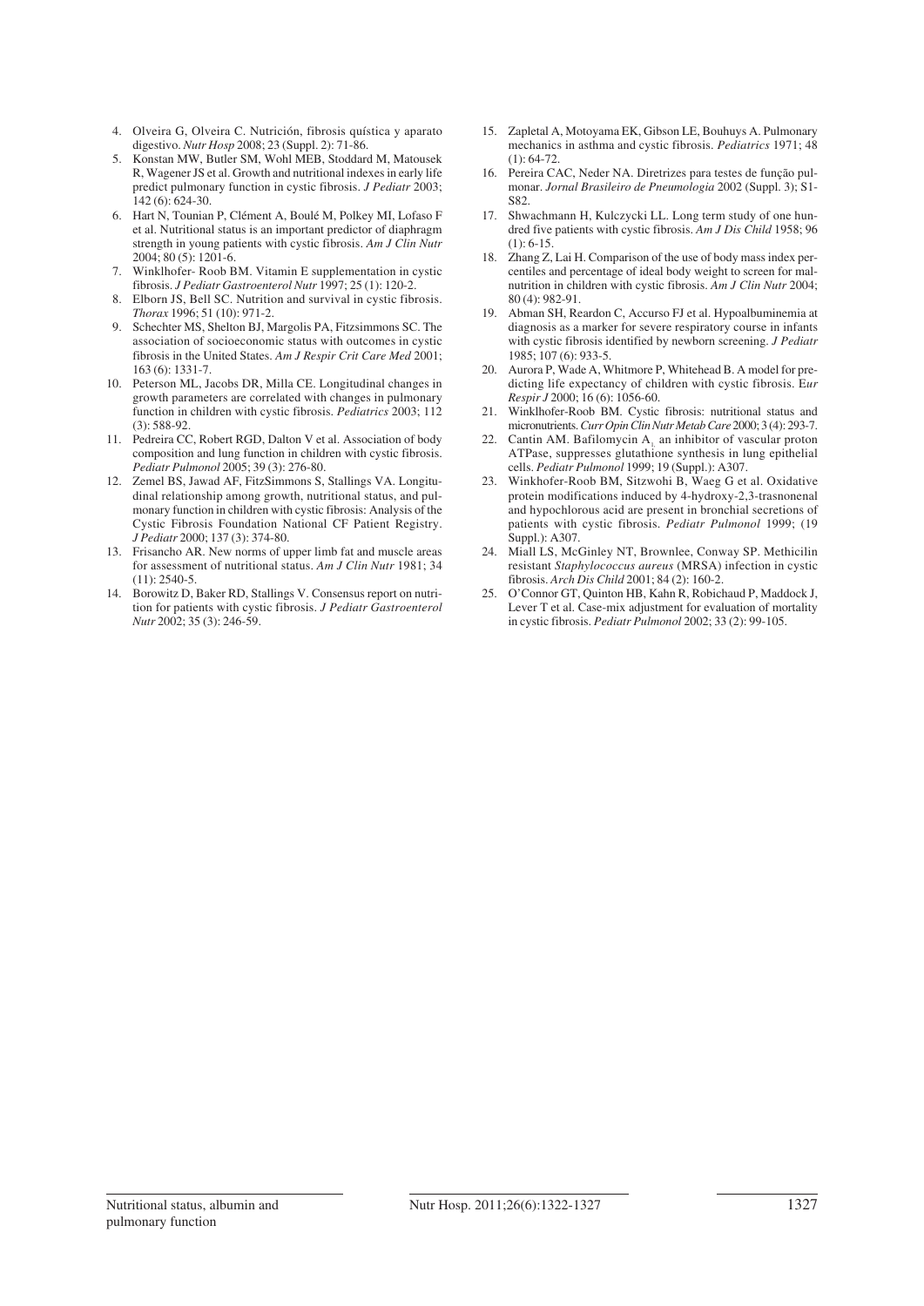4. Olveira G, Olveira C. Nutrición, fibrosis quística y aparato digestivo. *Nutr Hosp* 2008; 23 (Suppl. 2): 71-86.
5. Konstan MW, Butler SM, Wohl MEB, Stoddard M, Matousek R, Wagener JS et al. Growth and nutritional indexes in early life predict pulmonary function in cystic fibrosis. *J Pediatr* 2003; 142 (6): 624-30.
6. Hart N, Tounian P, Clément A, Boulé M, Polkey MI, Lofaso F et al. Nutritional status is an important predictor of diaphragm strength in young patients with cystic fibrosis. *Am J Clin Nutr* 2004; 80 (5): 1201-6.
7. Winklhofer- Roob BM. Vitamin E supplementation in cystic fibrosis. *J Pediatr Gastroenterol Nutr* 1997; 25 (1): 120-2.
8. Elborn JS, Bell SC. Nutrition and survival in cystic fibrosis. *Thorax* 1996; 51 (10): 971-2.
9. Schechter MS, Shelton BJ, Margolis PA, Fitzsimmons SC. The association of socioeconomic status with outcomes in cystic fibrosis in the United States. *Am J Respir Crit Care Med* 2001; 163 (6): 1331-7.
10. Peterson ML, Jacobs DR, Milla CE. Longitudinal changes in growth parameters are correlated with changes in pulmonary function in children with cystic fibrosis. *Pediatrics* 2003; 112 (3): 588-92.
11. Pedreira CC, Robert RGD, Dalton V et al. Association of body composition and lung function in children with cystic fibrosis. *Pediatr Pulmonol* 2005; 39 (3): 276-80.
12. Zemel BS, Jawad AF, FitzSimmons S, Stallings VA. Longitudinal relationship among growth, nutritional status, and pulmonary function in children with cystic fibrosis: Analysis of the Cystic Fibrosis Foundation National CF Patient Registry. *J Pediatr* 2000; 137 (3): 374-80.
13. Frisancho AR. New norms of upper limb fat and muscle areas for assessment of nutritional status. *Am J Clin Nutr* 1981; 34 (11): 2540-5.
14. Borowitz D, Baker RD, Stallings V. Consensus report on nutrition for patients with cystic fibrosis. *J Pediatr Gastroenterol Nutr* 2002; 35 (3): 246-59.
15. Zapletal A, Motoyama EK, Gibson LE, Bouhuys A. Pulmonary mechanics in asthma and cystic fibrosis. *Pediatrics* 1971; 48 (1): 64-72.
16. Pereira CAC, Neder NA. Diretrizes para testes de função pulmonar. *Jornal Brasileiro de Pneumologia* 2002 (Suppl. 3); S1-S82.
17. Shwachmann H, Kulczycki LL. Long term study of one hundred five patients with cystic fibrosis. *Am J Dis Child* 1958; 96 (1): 6-15.
18. Zhang Z, Lai H. Comparison of the use of body mass index percentiles and percentage of ideal body weight to screen for malnutrition in children with cystic fibrosis. *Am J Clin Nutr* 2004; 80 (4): 982-91.
19. Abman SH, Reardon C, Accurso FJ et al. Hypoalbuminemia at diagnosis as a marker for severe respiratory course in infants with cystic fibrosis identified by newborn screening. *J Pediatr* 1985; 107 (6): 933-5.
20. Aurora P, Wade A, Whitmore P, Whitehead B. A model for predicting life expectancy of children with cystic fibrosis. E*ur Respir J* 2000; 16 (6): 1056-60.
21. Winklhofer-Roob BM. Cystic fibrosis: nutritional status and micronutrients. *Curr Opin Clin Nutr Metab Care* 2000; 3 (4): 293-7.
22. Cantin AM. Bafilomycin $A_1$ an inhibitor of vascular proton ATPase, suppresses glutathione synthesis in lung epithelial cells. *Pediatr Pulmonol* 1999; 19 (Suppl.): A307.
23. Winkhofer-Roob BM, Sitzwohi B, Waeg G et al. Oxidative protein modifications induced by 4-hydroxy-2,3-trasnonenal and hypochlorous acid are present in bronchial secretions of patients with cystic fibrosis. *Pediatr Pulmonol* 1999; (19 Suppl.): A307.
24. Miall LS, McGinley NT, Brownlee, Conway SP. Methicilin resistant *Staphylococcus aureus* (MRSA) infection in cystic fibrosis. *Arch Dis Child* 2001; 84 (2): 160-2.
25. O'Connor GT, Quinton HB, Kahn R, Robichaud P, Maddock J, Lever T et al. Case-mix adjustment for evaluation of mortality in cystic fibrosis. *Pediatr Pulmonol* 2002; 33 (2): 99-105.